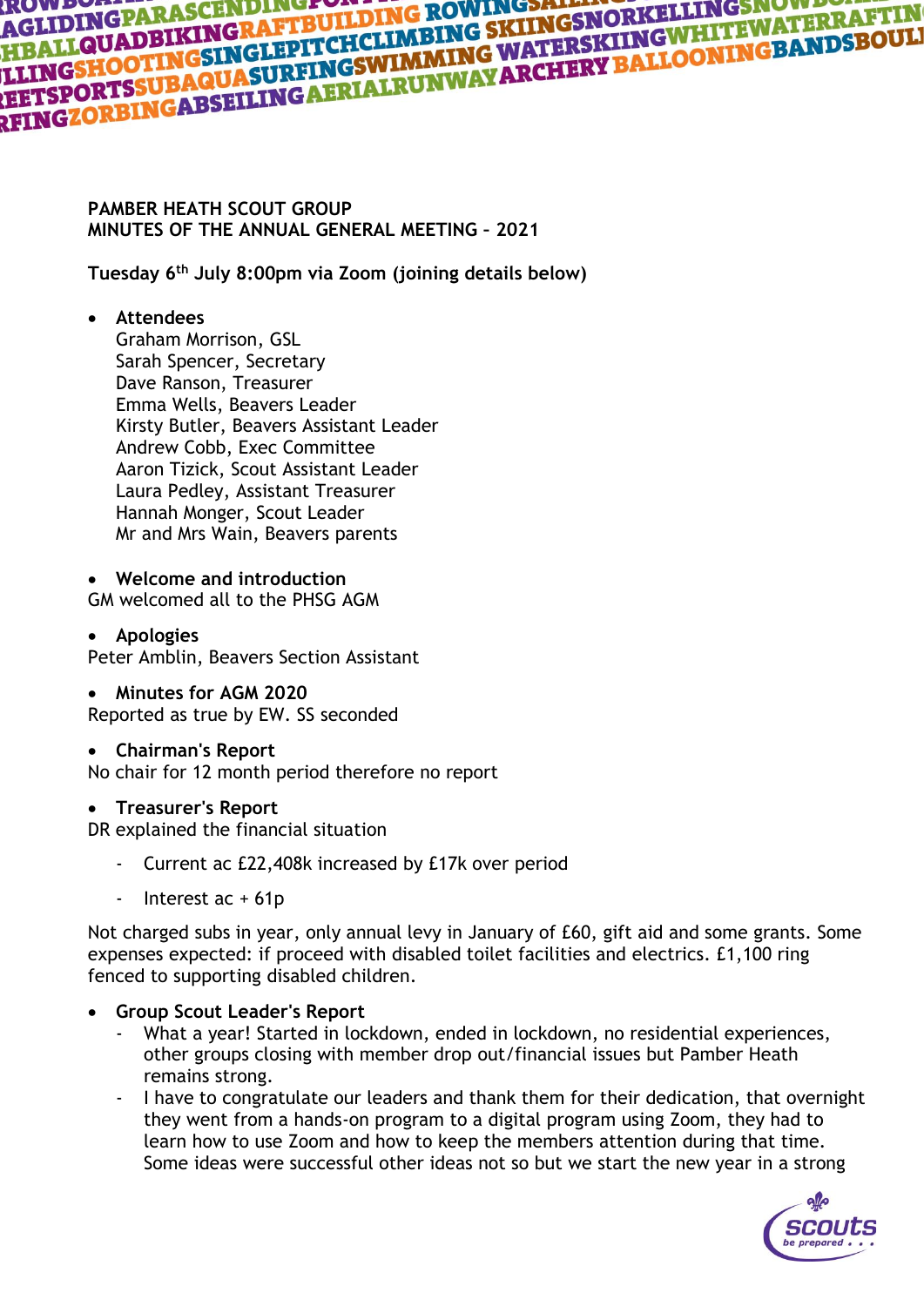**PAMBER HEATH SCOUT GROUP**
**MINUTES OF THE ANNUAL GENERAL MEETING – 2021**

**Tuesday 6th July 8:00pm via Zoom (joining details below)**

- **Attendees**
  Graham Morrison, GSL
  Sarah Spencer, Secretary
  Dave Ranson, Treasurer
  Emma Wells, Beavers Leader
  Kirsty Butler, Beavers Assistant Leader
  Andrew Cobb, Exec Committee
  Aaron Tizick, Scout Assistant Leader
  Laura Pedley, Assistant Treasurer
  Hannah Monger, Scout Leader
  Mr and Mrs Wain, Beavers parents

- **Welcome and introduction**

GM welcomed all to the PHSG AGM

- **Apologies**

Peter Amblin, Beavers Section Assistant

- **Minutes for AGM 2020**

Reported as true by EW. SS seconded

- **Chairman's Report**

No chair for 12 month period therefore no report

- **Treasurer's Report**

DR explained the financial situation

  - Current ac £22,408k increased by £17k over period
  - Interest ac + 61p

Not charged subs in year, only annual levy in January of £60, gift aid and some grants. Some expenses expected: if proceed with disabled toilet facilities and electrics. £1,100 ring fenced to supporting disabled children.

- **Group Scout Leader's Report**
  - What a year! Started in lockdown, ended in lockdown, no residential experiences, other groups closing with member drop out/financial issues but Pamber Heath remains strong.
  - I have to congratulate our leaders and thank them for their dedication, that overnight they went from a hands-on program to a digital program using Zoom, they had to learn how to use Zoom and how to keep the members attention during that time. Some ideas were successful other ideas not so but we start the new year in a strong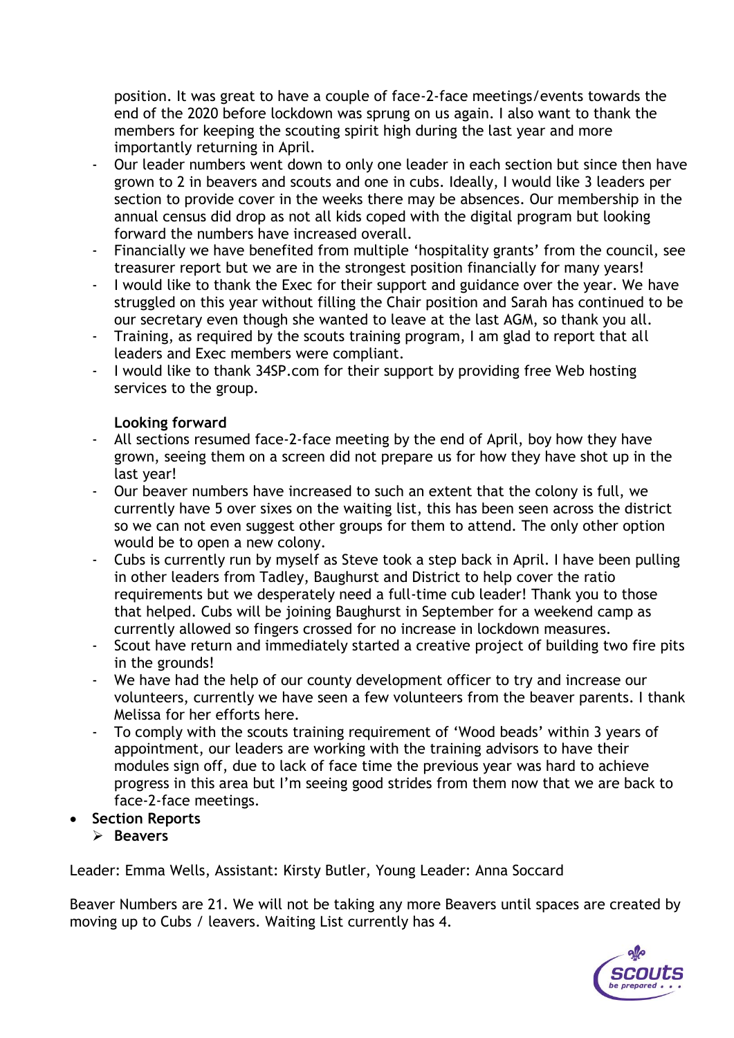position. It was great to have a couple of face-2-face meetings/events towards the end of the 2020 before lockdown was sprung on us again. I also want to thank the members for keeping the scouting spirit high during the last year and more importantly returning in April.

- Our leader numbers went down to only one leader in each section but since then have grown to 2 in beavers and scouts and one in cubs. Ideally, I would like 3 leaders per section to provide cover in the weeks there may be absences. Our membership in the annual census did drop as not all kids coped with the digital program but looking forward the numbers have increased overall.
- Financially we have benefited from multiple 'hospitality grants' from the council, see treasurer report but we are in the strongest position financially for many years!
- I would like to thank the Exec for their support and guidance over the year. We have struggled on this year without filling the Chair position and Sarah has continued to be our secretary even though she wanted to leave at the last AGM, so thank you all.
- Training, as required by the scouts training program, I am glad to report that all leaders and Exec members were compliant.
- I would like to thank 34SP.com for their support by providing free Web hosting services to the group.

**Looking forward**

- All sections resumed face-2-face meeting by the end of April, boy how they have grown, seeing them on a screen did not prepare us for how they have shot up in the last year!
- Our beaver numbers have increased to such an extent that the colony is full, we currently have 5 over sixes on the waiting list, this has been seen across the district so we can not even suggest other groups for them to attend. The only other option would be to open a new colony.
- Cubs is currently run by myself as Steve took a step back in April. I have been pulling in other leaders from Tadley, Baughurst and District to help cover the ratio requirements but we desperately need a full-time cub leader! Thank you to those that helped. Cubs will be joining Baughurst in September for a weekend camp as currently allowed so fingers crossed for no increase in lockdown measures.
- Scout have return and immediately started a creative project of building two fire pits in the grounds!
- We have had the help of our county development officer to try and increase our volunteers, currently we have seen a few volunteers from the beaver parents. I thank Melissa for her efforts here.
- To comply with the scouts training requirement of 'Wood beads' within 3 years of appointment, our leaders are working with the training advisors to have their modules sign off, due to lack of face time the previous year was hard to achieve progress in this area but I'm seeing good strides from them now that we are back to face-2-face meetings.

- **Section Reports**
  - **Beavers**

Leader: Emma Wells, Assistant: Kirsty Butler, Young Leader: Anna Soccard

Beaver Numbers are 21. We will not be taking any more Beavers until spaces are created by moving up to Cubs / leavers. Waiting List currently has 4.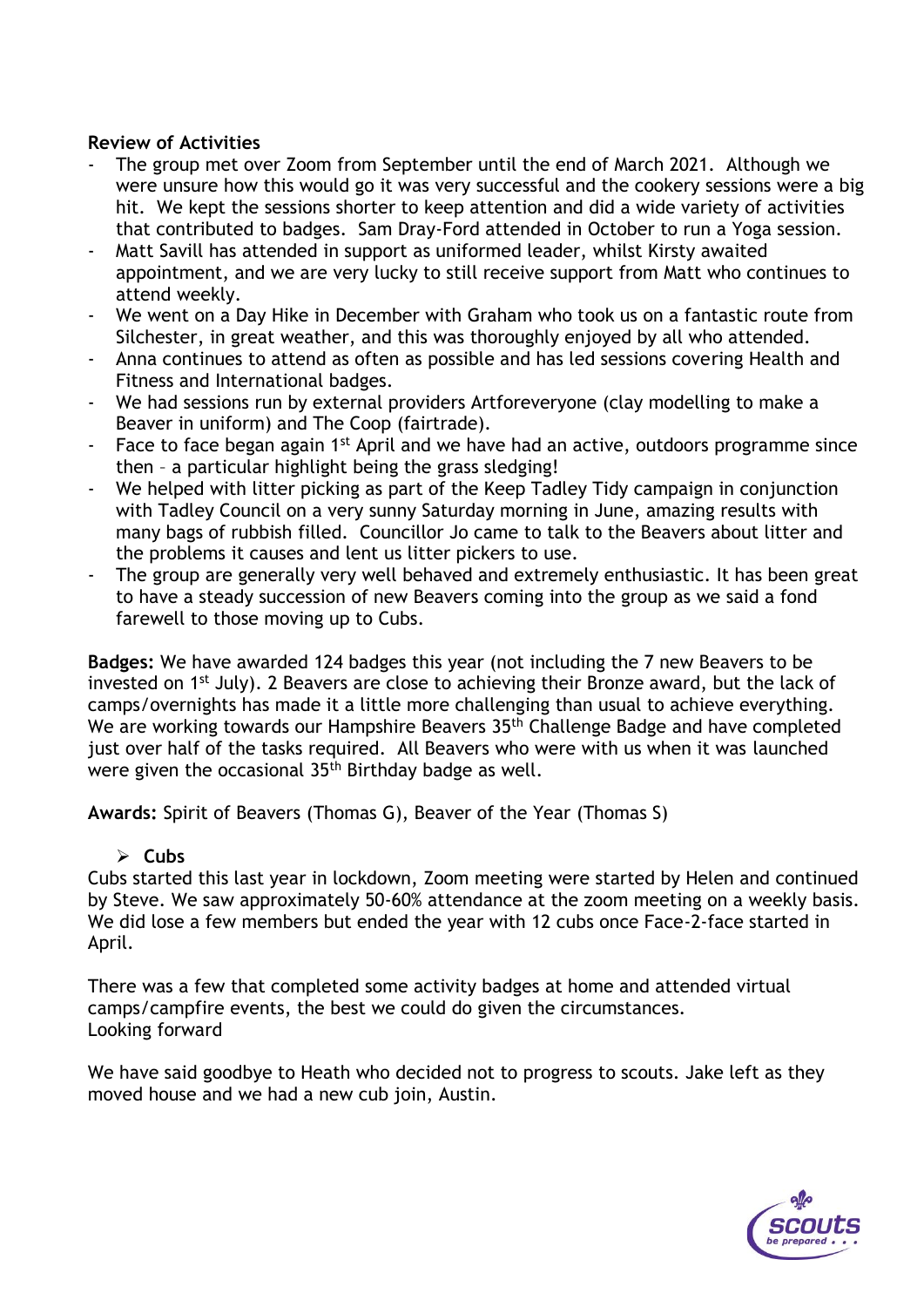**Review of Activities**

- The group met over Zoom from September until the end of March 2021. Although we were unsure how this would go it was very successful and the cookery sessions were a big hit. We kept the sessions shorter to keep attention and did a wide variety of activities that contributed to badges. Sam Dray-Ford attended in October to run a Yoga session.
- Matt Savill has attended in support as uniformed leader, whilst Kirsty awaited appointment, and we are very lucky to still receive support from Matt who continues to attend weekly.
- We went on a Day Hike in December with Graham who took us on a fantastic route from Silchester, in great weather, and this was thoroughly enjoyed by all who attended.
- Anna continues to attend as often as possible and has led sessions covering Health and Fitness and International badges.
- We had sessions run by external providers Artforeveryone (clay modelling to make a Beaver in uniform) and The Coop (fairtrade).
- Face to face began again 1st April and we have had an active, outdoors programme since then – a particular highlight being the grass sledging!
- We helped with litter picking as part of the Keep Tadley Tidy campaign in conjunction with Tadley Council on a very sunny Saturday morning in June, amazing results with many bags of rubbish filled. Councillor Jo came to talk to the Beavers about litter and the problems it causes and lent us litter pickers to use.
- The group are generally very well behaved and extremely enthusiastic. It has been great to have a steady succession of new Beavers coming into the group as we said a fond farewell to those moving up to Cubs.

**Badges:** We have awarded 124 badges this year (not including the 7 new Beavers to be invested on 1st July). 2 Beavers are close to achieving their Bronze award, but the lack of camps/overnights has made it a little more challenging than usual to achieve everything. We are working towards our Hampshire Beavers 35th Challenge Badge and have completed just over half of the tasks required. All Beavers who were with us when it was launched were given the occasional 35th Birthday badge as well.

**Awards:** Spirit of Beavers (Thomas G), Beaver of the Year (Thomas S)

- **Cubs**

Cubs started this last year in lockdown, Zoom meeting were started by Helen and continued by Steve. We saw approximately 50-60% attendance at the zoom meeting on a weekly basis. We did lose a few members but ended the year with 12 cubs once Face-2-face started in April.

There was a few that completed some activity badges at home and attended virtual camps/campfire events, the best we could do given the circumstances.
Looking forward

We have said goodbye to Heath who decided not to progress to scouts. Jake left as they moved house and we had a new cub join, Austin.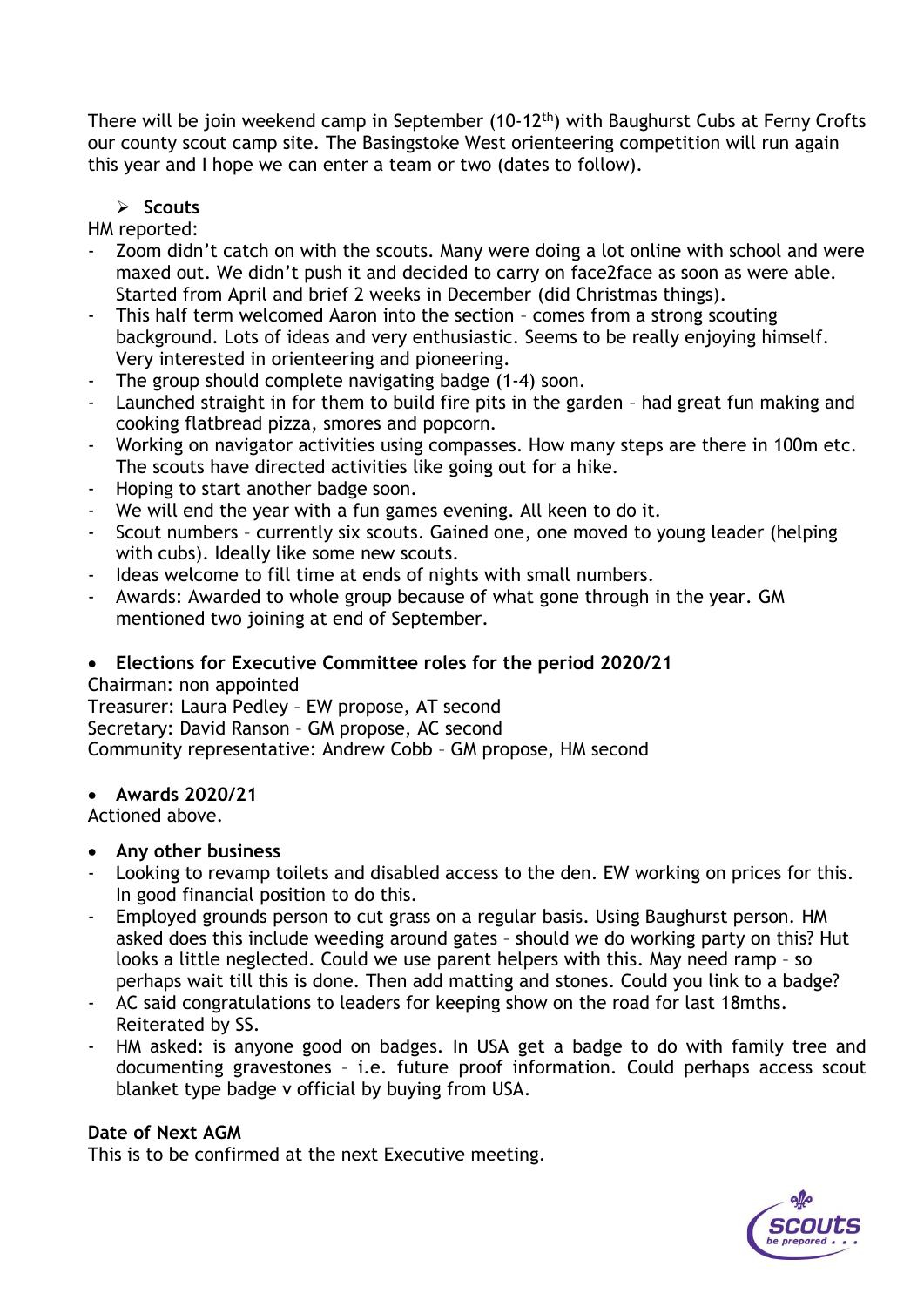There will be join weekend camp in September (10-12th) with Baughurst Cubs at Ferny Crofts our county scout camp site. The Basingstoke West orienteering competition will run again this year and I hope we can enter a team or two (dates to follow).

- **Scouts**

HM reported:

- Zoom didn't catch on with the scouts. Many were doing a lot online with school and were maxed out. We didn't push it and decided to carry on face2face as soon as were able. Started from April and brief 2 weeks in December (did Christmas things).
- This half term welcomed Aaron into the section – comes from a strong scouting background. Lots of ideas and very enthusiastic. Seems to be really enjoying himself. Very interested in orienteering and pioneering.
- The group should complete navigating badge (1-4) soon.
- Launched straight in for them to build fire pits in the garden – had great fun making and cooking flatbread pizza, smores and popcorn.
- Working on navigator activities using compasses. How many steps are there in 100m etc. The scouts have directed activities like going out for a hike.
- Hoping to start another badge soon.
- We will end the year with a fun games evening. All keen to do it.
- Scout numbers – currently six scouts. Gained one, one moved to young leader (helping with cubs). Ideally like some new scouts.
- Ideas welcome to fill time at ends of nights with small numbers.
- Awards: Awarded to whole group because of what gone through in the year. GM mentioned two joining at end of September.

- **Elections for Executive Committee roles for the period 2020/21**

Chairman: non appointed
Treasurer: Laura Pedley – EW propose, AT second
Secretary: David Ranson – GM propose, AC second
Community representative: Andrew Cobb – GM propose, HM second

- **Awards 2020/21**

Actioned above.

- **Any other business**

- Looking to revamp toilets and disabled access to the den. EW working on prices for this. In good financial position to do this.
- Employed grounds person to cut grass on a regular basis. Using Baughurst person. HM asked does this include weeding around gates – should we do working party on this? Hut looks a little neglected. Could we use parent helpers with this. May need ramp – so perhaps wait till this is done. Then add matting and stones. Could you link to a badge?
- AC said congratulations to leaders for keeping show on the road for last 18mths. Reiterated by SS.
- HM asked: is anyone good on badges. In USA get a badge to do with family tree and documenting gravestones – i.e. future proof information. Could perhaps access scout blanket type badge v official by buying from USA.

**Date of Next AGM**

This is to be confirmed at the next Executive meeting.